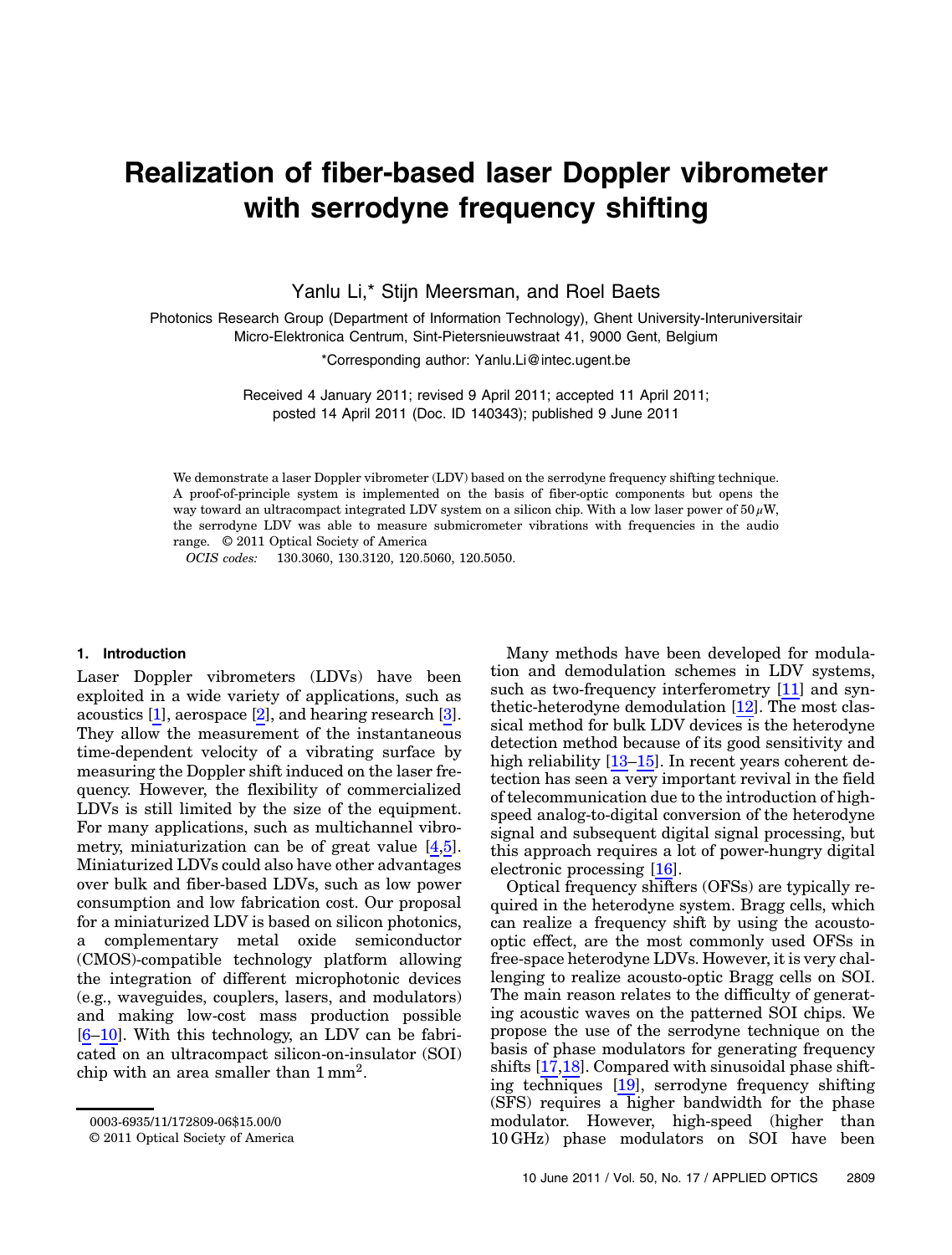# Realization of fiber-based laser Doppler vibrometer with serrodyne frequency shifting

Yanlu Li,* Stijn Meersman, and Roel Baets

Photonics Research Group (Department of Information Technology), Ghent University-Interuniversitair Micro-Elektronica Centrum, Sint-Pietersnieuwstraat 41, 9000 Gent, Belgium

*Corresponding author: Yanlu.Li@intec.ugent.be

Received 4 January 2011; revised 9 April 2011; accepted 11 April 2011; posted 14 April 2011 (Doc. ID 140343); published 9 June 2011

We demonstrate a laser Doppler vibrometer (LDV) based on the serrodyne frequency shifting technique. A proof-of-principle system is implemented on the basis of fiber-optic components but opens the way toward an ultracompact integrated LDV system on a silicon chip. With a low laser power of $50\,\mu$W, the serrodyne LDV was able to measure submicrometer vibrations with frequencies in the audio range. © 2011 Optical Society of America

*OCIS codes:* 130.3060, 130.3120, 120.5060, 120.5050.

## 1. Introduction

Laser Doppler vibrometers (LDVs) have been exploited in a wide variety of applications, such as acoustics [1], aerospace [2], and hearing research [3]. They allow the measurement of the instantaneous time-dependent velocity of a vibrating surface by measuring the Doppler shift induced on the laser frequency. However, the flexibility of commercialized LDVs is still limited by the size of the equipment. For many applications, such as multichannel vibrometry, miniaturization can be of great value [4,5]. Miniaturized LDVs could also have other advantages over bulk and fiber-based LDVs, such as low power consumption and low fabrication cost. Our proposal for a miniaturized LDV is based on silicon photonics, a complementary metal oxide semiconductor (CMOS)-compatible technology platform allowing the integration of different microphotonic devices (e.g., waveguides, couplers, lasers, and modulators) and making low-cost mass production possible [6–10]. With this technology, an LDV can be fabricated on an ultracompact silicon-on-insulator (SOI) chip with an area smaller than $1\,\text{mm}^2$.

Many methods have been developed for modulation and demodulation schemes in LDV systems, such as two-frequency interferometry [11] and synthetic-heterodyne demodulation [12]. The most classical method for bulk LDV devices is the heterodyne detection method because of its good sensitivity and high reliability [13–15]. In recent years coherent detection has seen a very important revival in the field of telecommunication due to the introduction of high-speed analog-to-digital conversion of the heterodyne signal and subsequent digital signal processing, but this approach requires a lot of power-hungry digital electronic processing [16].

Optical frequency shifters (OFSs) are typically required in the heterodyne system. Bragg cells, which can realize a frequency shift by using the acousto-optic effect, are the most commonly used OFSs in free-space heterodyne LDVs. However, it is very challenging to realize acousto-optic Bragg cells on SOI. The main reason relates to the difficulty of generating acoustic waves on the patterned SOI chips. We propose the use of the serrodyne technique on the basis of phase modulators for generating frequency shifts [17,18]. Compared with sinusoidal phase shifting techniques [19], serrodyne frequency shifting (SFS) requires a higher bandwidth for the phase modulator. However, high-speed (higher than 10 GHz) phase modulators on SOI have been

0003-6935/11/172809-06$15.00/0
© 2011 Optical Society of America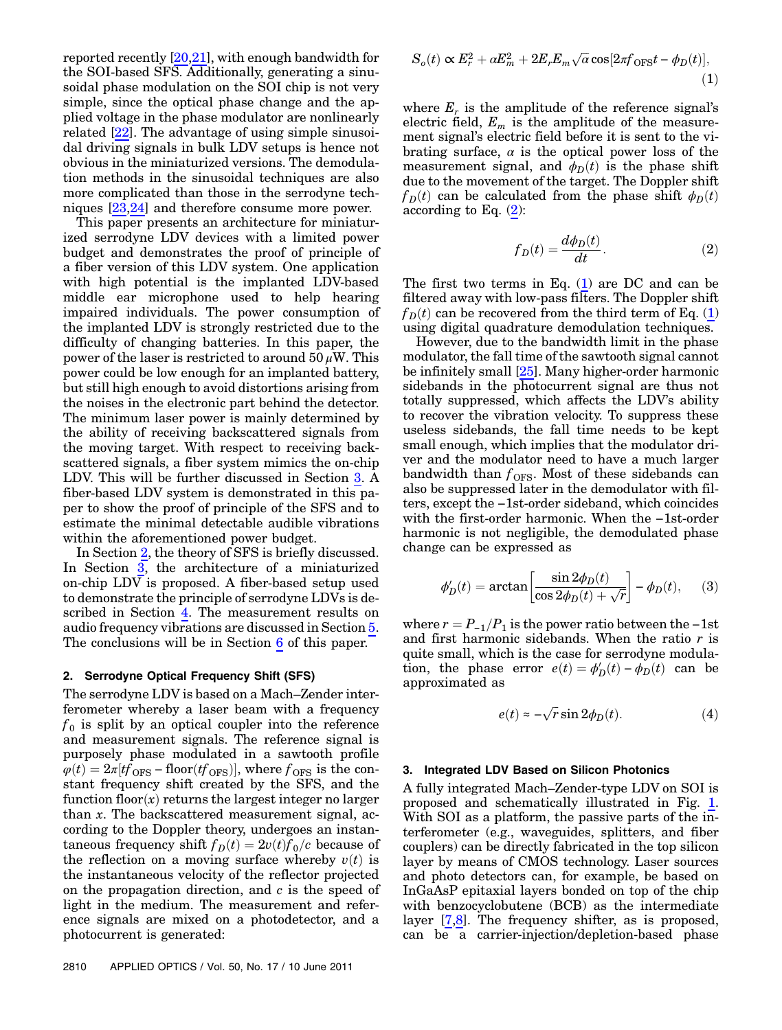reported recently [20,21], with enough bandwidth for the SOI-based SFS. Additionally, generating a sinusoidal phase modulation on the SOI chip is not very simple, since the optical phase change and the applied voltage in the phase modulator are nonlinearly related [22]. The advantage of using simple sinusoidal driving signals in bulk LDV setups is hence not obvious in the miniaturized versions. The demodulation methods in the sinusoidal techniques are also more complicated than those in the serrodyne techniques [23,24] and therefore consume more power.

This paper presents an architecture for miniaturized serrodyne LDV devices with a limited power budget and demonstrates the proof of principle of a fiber version of this LDV system. One application with high potential is the implanted LDV-based middle ear microphone used to help hearing impaired individuals. The power consumption of the implanted LDV is strongly restricted due to the difficulty of changing batteries. In this paper, the power of the laser is restricted to around $50\,\mu$W. This power could be low enough for an implanted battery, but still high enough to avoid distortions arising from the noises in the electronic part behind the detector. The minimum laser power is mainly determined by the ability of receiving backscattered signals from the moving target. With respect to receiving backscattered signals, a fiber system mimics the on-chip LDV. This will be further discussed in Section 3. A fiber-based LDV system is demonstrated in this paper to show the proof of principle of the SFS and to estimate the minimal detectable audible vibrations within the aforementioned power budget.

In Section 2, the theory of SFS is briefly discussed. In Section 3, the architecture of a miniaturized on-chip LDV is proposed. A fiber-based setup used to demonstrate the principle of serrodyne LDVs is described in Section 4. The measurement results on audio frequency vibrations are discussed in Section 5. The conclusions will be in Section 6 of this paper.

## 2. Serrodyne Optical Frequency Shift (SFS)

The serrodyne LDV is based on a Mach–Zender interferometer whereby a laser beam with a frequency $f_0$ is split by an optical coupler into the reference and measurement signals. The reference signal is purposely phase modulated in a sawtooth profile $\varphi(t) = 2\pi[tf_{\mathrm{OFS}} - \mathrm{floor}(tf_{\mathrm{OFS}})]$, where $f_{\mathrm{OFS}}$ is the constant frequency shift created by the SFS, and the function $\mathrm{floor}(x)$ returns the largest integer no larger than $x$. The backscattered measurement signal, according to the Doppler theory, undergoes an instantaneous frequency shift $f_D(t) = 2v(t)f_0/c$ because of the reflection on a moving surface whereby $v(t)$ is the instantaneous velocity of the reflector projected on the propagation direction, and $c$ is the speed of light in the medium. The measurement and reference signals are mixed on a photodetector, and a photocurrent is generated:

$$S_o(t) \propto E_r^2 + \alpha E_m^2 + 2E_r E_m \sqrt{\alpha}\cos[2\pi f_{\mathrm{OFS}} t - \phi_D(t)], \tag{1}$$

where $E_r$ is the amplitude of the reference signal's electric field, $E_m$ is the amplitude of the measurement signal's electric field before it is sent to the vibrating surface, $\alpha$ is the optical power loss of the measurement signal, and $\phi_D(t)$ is the phase shift due to the movement of the target. The Doppler shift $f_D(t)$ can be calculated from the phase shift $\phi_D(t)$ according to Eq. (2):

$$f_D(t) = \frac{d\phi_D(t)}{dt}. \tag{2}$$

The first two terms in Eq. (1) are DC and can be filtered away with low-pass filters. The Doppler shift $f_D(t)$ can be recovered from the third term of Eq. (1) using digital quadrature demodulation techniques.

However, due to the bandwidth limit in the phase modulator, the fall time of the sawtooth signal cannot be infinitely small [25]. Many higher-order harmonic sidebands in the photocurrent signal are thus not totally suppressed, which affects the LDV's ability to recover the vibration velocity. To suppress these useless sidebands, the fall time needs to be kept small enough, which implies that the modulator driver and the modulator need to have a much larger bandwidth than $f_{\mathrm{OFS}}$. Most of these sidebands can also be suppressed later in the demodulator with filters, except the −1st-order sideband, which coincides with the first-order harmonic. When the −1st-order harmonic is not negligible, the demodulated phase change can be expressed as

$$\phi_D'(t) = \arctan\left[\frac{\sin 2\phi_D(t)}{\cos 2\phi_D(t) + \sqrt{r}}\right] - \phi_D(t), \tag{3}$$

where $r = P_{-1}/P_1$ is the power ratio between the −1st and first harmonic sidebands. When the ratio $r$ is quite small, which is the case for serrodyne modulation, the phase error $e(t) = \phi_D'(t) - \phi_D(t)$ can be approximated as

$$e(t) \approx -\sqrt{r}\sin 2\phi_D(t). \tag{4}$$

## 3. Integrated LDV Based on Silicon Photonics

A fully integrated Mach–Zender-type LDV on SOI is proposed and schematically illustrated in Fig. 1. With SOI as a platform, the passive parts of the interferometer (e.g., waveguides, splitters, and fiber couplers) can be directly fabricated in the top silicon layer by means of CMOS technology. Laser sources and photo detectors can, for example, be based on InGaAsP epitaxial layers bonded on top of the chip with benzocyclobutene (BCB) as the intermediate layer [7,8]. The frequency shifter, as is proposed, can be a carrier-injection/depletion-based phase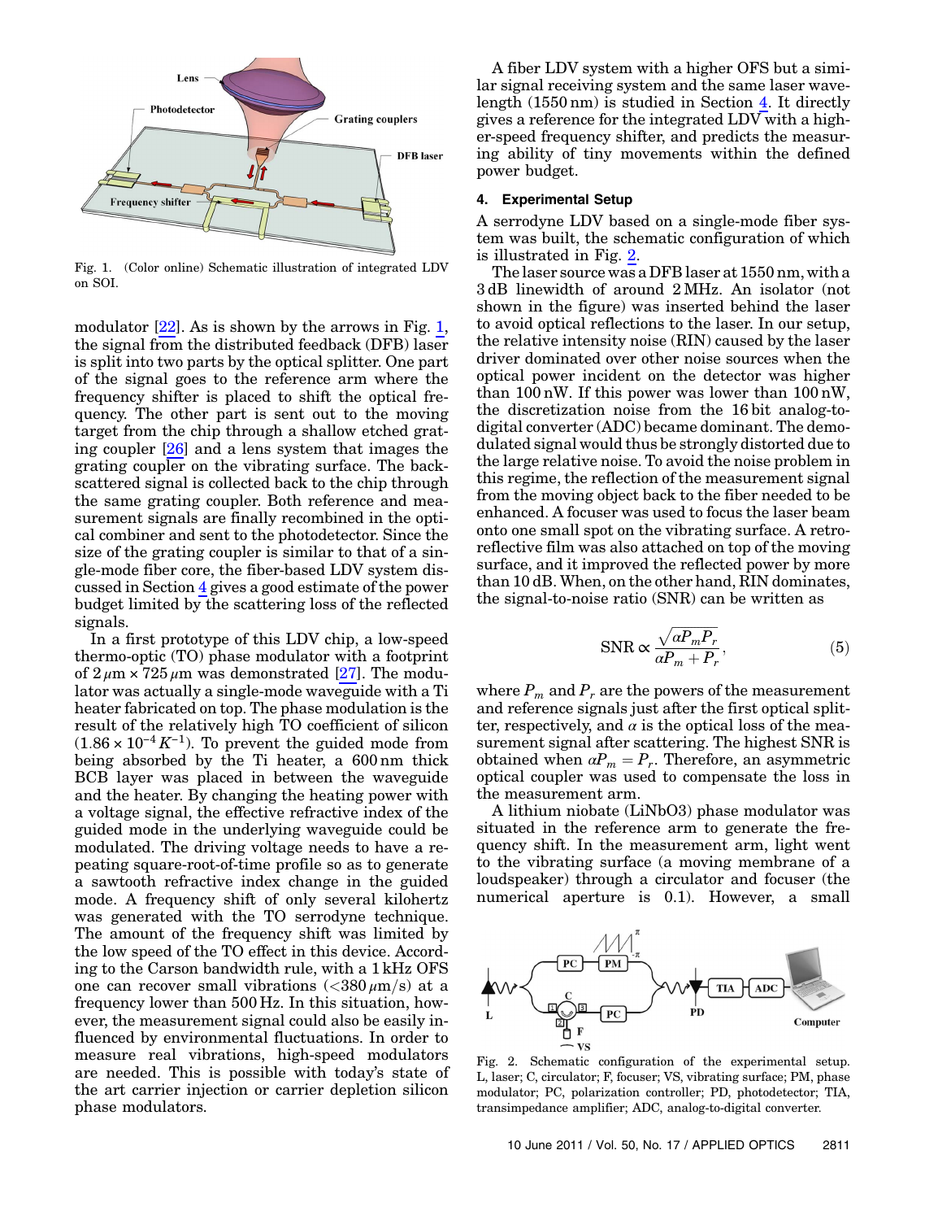Fig. 1. (Color online) Schematic illustration of integrated LDV on SOI.

modulator [22]. As is shown by the arrows in Fig. 1, the signal from the distributed feedback (DFB) laser is split into two parts by the optical splitter. One part of the signal goes to the reference arm where the frequency shifter is placed to shift the optical frequency. The other part is sent out to the moving target from the chip through a shallow etched grating coupler [26] and a lens system that images the grating coupler on the vibrating surface. The backscattered signal is collected back to the chip through the same grating coupler. Both reference and measurement signals are finally recombined in the optical combiner and sent to the photodetector. Since the size of the grating coupler is similar to that of a single-mode fiber core, the fiber-based LDV system discussed in Section 4 gives a good estimate of the power budget limited by the scattering loss of the reflected signals.

In a first prototype of this LDV chip, a low-speed thermo-optic (TO) phase modulator with a footprint of $2\,\mu m \times 725\,\mu m$ was demonstrated [27]. The modulator was actually a single-mode waveguide with a Ti heater fabricated on top. The phase modulation is the result of the relatively high TO coefficient of silicon ($1.86 \times 10^{-4}\,K^{-1}$). To prevent the guided mode from being absorbed by the Ti heater, a 600 nm thick BCB layer was placed in between the waveguide and the heater. By changing the heating power with a voltage signal, the effective refractive index of the guided mode in the underlying waveguide could be modulated. The driving voltage needs to have a repeating square-root-of-time profile so as to generate a sawtooth refractive index change in the guided mode. A frequency shift of only several kilohertz was generated with the TO serrodyne technique. The amount of the frequency shift was limited by the low speed of the TO effect in this device. According to the Carson bandwidth rule, with a 1 kHz OFS one can recover small vibrations ($<380\,\mu$m/s) at a frequency lower than 500 Hz. In this situation, however, the measurement signal could also be easily influenced by environmental fluctuations. In order to measure real vibrations, high-speed modulators are needed. This is possible with today's state of the art carrier injection or carrier depletion silicon phase modulators.

A fiber LDV system with a higher OFS but a similar signal receiving system and the same laser wavelength (1550 nm) is studied in Section 4. It directly gives a reference for the integrated LDV with a higher-speed frequency shifter, and predicts the measuring ability of tiny movements within the defined power budget.

## 4. Experimental Setup

A serrodyne LDV based on a single-mode fiber system was built, the schematic configuration of which is illustrated in Fig. 2.

The laser source was a DFB laser at 1550 nm, with a 3 dB linewidth of around 2 MHz. An isolator (not shown in the figure) was inserted behind the laser to avoid optical reflections to the laser. In our setup, the relative intensity noise (RIN) caused by the laser driver dominated over other noise sources when the optical power incident on the detector was higher than 100 nW. If this power was lower than 100 nW, the discretization noise from the 16 bit analog-to-digital converter (ADC) became dominant. The demodulated signal would thus be strongly distorted due to the large relative noise. To avoid the noise problem in this regime, the reflection of the measurement signal from the moving object back to the fiber needed to be enhanced. A focuser was used to focus the laser beam onto one small spot on the vibrating surface. A retroreflective film was also attached on top of the moving surface, and it improved the reflected power by more than 10 dB. When, on the other hand, RIN dominates, the signal-to-noise ratio (SNR) can be written as

$$\mathrm{SNR} \propto \frac{\sqrt{\alpha P_m P_r}}{\alpha P_m + P_r}, \tag{5}$$

where $P_m$ and $P_r$ are the powers of the measurement and reference signals just after the first optical splitter, respectively, and $\alpha$ is the optical loss of the measurement signal after scattering. The highest SNR is obtained when $\alpha P_m = P_r$. Therefore, an asymmetric optical coupler was used to compensate the loss in the measurement arm.

A lithium niobate (LiNbO3) phase modulator was situated in the reference arm to generate the frequency shift. In the measurement arm, light went to the vibrating surface (a moving membrane of a loudspeaker) through a circulator and focuser (the numerical aperture is 0.1). However, a small

Fig. 2. Schematic configuration of the experimental setup. L, laser; C, circulator; F, focuser; VS, vibrating surface; PM, phase modulator; PC, polarization controller; PD, photodetector; TIA, transimpedance amplifier; ADC, analog-to-digital converter.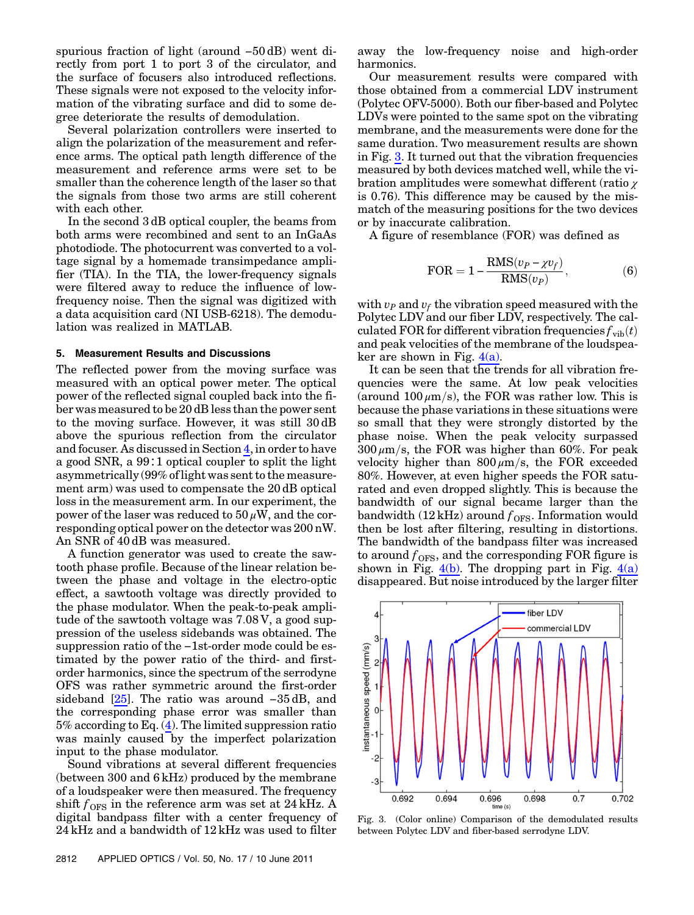spurious fraction of light (around −50 dB) went directly from port 1 to port 3 of the circulator, and the surface of focusers also introduced reflections. These signals were not exposed to the velocity information of the vibrating surface and did to some degree deteriorate the results of demodulation.

Several polarization controllers were inserted to align the polarization of the measurement and reference arms. The optical path length difference of the measurement and reference arms were set to be smaller than the coherence length of the laser so that the signals from those two arms are still coherent with each other.

In the second 3 dB optical coupler, the beams from both arms were recombined and sent to an InGaAs photodiode. The photocurrent was converted to a voltage signal by a homemade transimpedance amplifier (TIA). In the TIA, the lower-frequency signals were filtered away to reduce the influence of low-frequency noise. Then the signal was digitized with a data acquisition card (NI USB-6218). The demodulation was realized in MATLAB.

## 5. Measurement Results and Discussions

The reflected power from the moving surface was measured with an optical power meter. The optical power of the reflected signal coupled back into the fiber was measured to be 20 dB less than the power sent to the moving surface. However, it was still 30 dB above the spurious reflection from the circulator and focuser. As discussed in Section 4, in order to have a good SNR, a 99:1 optical coupler to split the light asymmetrically (99% of light was sent to the measurement arm) was used to compensate the 20 dB optical loss in the measurement arm. In our experiment, the power of the laser was reduced to 50 $\mu$W, and the corresponding optical power on the detector was 200 nW. An SNR of 40 dB was measured.

A function generator was used to create the sawtooth phase profile. Because of the linear relation between the phase and voltage in the electro-optic effect, a sawtooth voltage was directly provided to the phase modulator. When the peak-to-peak amplitude of the sawtooth voltage was 7.08 V, a good suppression of the useless sidebands was obtained. The suppression ratio of the −1st-order mode could be estimated by the power ratio of the third- and first-order harmonics, since the spectrum of the serrodyne OFS was rather symmetric around the first-order sideband [25]. The ratio was around −35 dB, and the corresponding phase error was smaller than 5% according to Eq. (4). The limited suppression ratio was mainly caused by the imperfect polarization input to the phase modulator.

Sound vibrations at several different frequencies (between 300 and 6 kHz) produced by the membrane of a loudspeaker were then measured. The frequency shift $f_{\mathrm{OFS}}$ in the reference arm was set at 24 kHz. A digital bandpass filter with a center frequency of 24 kHz and a bandwidth of 12 kHz was used to filter away the low-frequency noise and high-order harmonics.

Our measurement results were compared with those obtained from a commercial LDV instrument (Polytec OFV-5000). Both our fiber-based and Polytec LDVs were pointed to the same spot on the vibrating membrane, and the measurements were done for the same duration. Two measurement results are shown in Fig. 3. It turned out that the vibration frequencies measured by both devices matched well, while the vibration amplitudes were somewhat different (ratio $\chi$ is 0.76). This difference may be caused by the mismatch of the measuring positions for the two devices or by inaccurate calibration.

A figure of resemblance (FOR) was defined as

$$\mathrm{FOR} = 1 - \frac{\mathrm{RMS}(v_P - \chi v_f)}{\mathrm{RMS}(v_P)}, \qquad (6)$$

with $v_P$ and $v_f$ the vibration speed measured with the Polytec LDV and our fiber LDV, respectively. The calculated FOR for different vibration frequencies $f_{\mathrm{vib}}(t)$ and peak velocities of the membrane of the loudspeaker are shown in Fig. 4(a).

It can be seen that the trends for all vibration frequencies were the same. At low peak velocities (around 100 $\mu$m/s), the FOR was rather low. This is because the phase variations in these situations were so small that they were strongly distorted by the phase noise. When the peak velocity surpassed 300 $\mu$m/s, the FOR was higher than 60%. For peak velocity higher than 800 $\mu$m/s, the FOR exceeded 80%. However, at even higher speeds the FOR saturated and even dropped slightly. This is because the bandwidth of our signal became larger than the bandwidth (12 kHz) around $f_{\mathrm{OFS}}$. Information would then be lost after filtering, resulting in distortions. The bandwidth of the bandpass filter was increased to around $f_{\mathrm{OFS}}$, and the corresponding FOR figure is shown in Fig. 4(b). The dropping part in Fig. 4(a) disappeared. But noise introduced by the larger filter

Fig. 3. (Color online) Comparison of the demodulated results between Polytec LDV and fiber-based serrodyne LDV.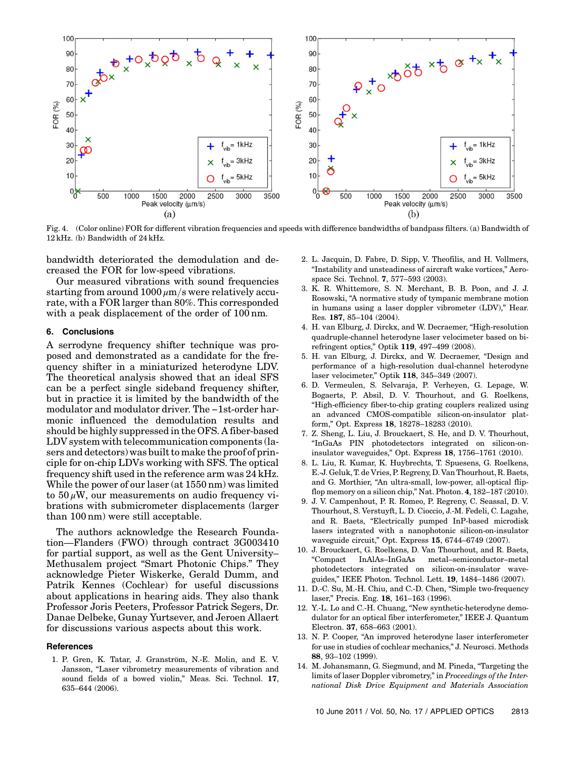Fig. 4. (Color online) FOR for different vibration frequencies and speeds with difference bandwidths of bandpass filters. (a) Bandwidth of 12 kHz. (b) Bandwidth of 24 kHz.

bandwidth deteriorated the demodulation and decreased the FOR for low-speed vibrations.

Our measured vibrations with sound frequencies starting from around 1000 $\mu$m/s were relatively accurate, with a FOR larger than 80%. This corresponded with a peak displacement of the order of 100 nm.

## 6. Conclusions

A serrodyne frequency shifter technique was proposed and demonstrated as a candidate for the frequency shifter in a miniaturized heterodyne LDV. The theoretical analysis showed that an ideal SFS can be a perfect single sideband frequency shifter, but in practice it is limited by the bandwidth of the modulator and modulator driver. The −1st-order harmonic influenced the demodulation results and should be highly suppressed in the OFS. A fiber-based LDV system with telecommunication components (lasers and detectors) was built to make the proof of principle for on-chip LDVs working with SFS. The optical frequency shift used in the reference arm was 24 kHz. While the power of our laser (at 1550 nm) was limited to 50 $\mu$W, our measurements on audio frequency vibrations with submicrometer displacements (larger than 100 nm) were still acceptable.

The authors acknowledge the Research Foundation—Flanders (FWO) through contract 3G003410 for partial support, as well as the Ghent University–Methusalem project "Smart Photonic Chips." They acknowledge Pieter Wiskerke, Gerald Dumm, and Patrik Kennes (Cochlear) for useful discussions about applications in hearing aids. They also thank Professor Joris Peeters, Professor Patrick Segers, Dr. Danae Delbeke, Gunay Yurtsever, and Jeroen Allaert for discussions various aspects about this work.

## References

1. P. Gren, K. Tatar, J. Granström, N.-E. Molin, and E. V. Jansson, "Laser vibrometry measurements of vibration and sound fields of a bowed violin," Meas. Sci. Technol. **17**, 635–644 (2006).
2. L. Jacquin, D. Fabre, D. Sipp, V. Theofilis, and H. Vollmers, "Instability and unsteadiness of aircraft wake vortices," Aerospace Sci. Technol. **7**, 577–593 (2003).
3. K. R. Whittemore, S. N. Merchant, B. B. Poon, and J. J. Rosowski, "A normative study of tympanic membrane motion in humans using a laser doppler vibrometer (LDV)," Hear. Res. **187**, 85–104 (2004).
4. H. van Elburg, J. Dirckx, and W. Decraemer, "High-resolution quadruple-channel heterodyne laser velocimeter based on birefringent optics," Optik **119**, 497–499 (2008).
5. H. van Elburg, J. Dirckx, and W. Decraemer, "Design and performance of a high-resolution dual-channel heterodyne laser velocimeter," Optik **118**, 345–349 (2007).
6. D. Vermeulen, S. Selvaraja, P. Verheyen, G. Lepage, W. Bogaerts, P. Absil, D. V. Thourhout, and G. Roelkens, "High-efficiency fiber-to-chip grating couplers realized using an advanced CMOS-compatible silicon-on-insulator platform," Opt. Express **18**, 18278–18283 (2010).
7. Z. Sheng, L. Liu, J. Brouckaert, S. He, and D. V. Thourhout, "InGaAs PIN photodetectors integrated on silicon-on-insulator waveguides," Opt. Express **18**, 1756–1761 (2010).
8. L. Liu, R. Kumar, K. Huybrechts, T. Spuesens, G. Roelkens, E.-J. Geluk, T. de Vries, P. Regreny, D. Van Thourhout, R. Baets, and G. Morthier, "An ultra-small, low-power, all-optical flip-flop memory on a silicon chip," Nat. Photon. **4**, 182–187 (2010).
9. J. V. Campenhout, P. R. Romeo, P. Regreny, C. Seassal, D. V. Thourhout, S. Verstuyft, L. D. Cioccio, J.-M. Fedeli, C. Lagahe, and R. Baets, "Electrically pumped InP-based microdisk lasers integrated with a nanophotonic silicon-on-insulator waveguide circuit," Opt. Express **15**, 6744–6749 (2007).
10. J. Brouckaert, G. Roelkens, D. Van Thourhout, and R. Baets, "Compact InAlAs–InGaAs metal–semiconductor–metal photodetectors integrated on silicon-on-insulator waveguides," IEEE Photon. Technol. Lett. **19**, 1484–1486 (2007).
11. D.-C. Su, M.-H. Chiu, and C.-D. Chen, "Simple two-frequency laser," Precis. Eng. **18**, 161–163 (1996).
12. Y.-L. Lo and C.-H. Chuang, "New synthetic-heterodyne demodulator for an optical fiber interferometer," IEEE J. Quantum Electron. **37**, 658–663 (2001).
13. N. P. Cooper, "An improved heterodyne laser interferometer for use in studies of cochlear mechanics," J. Neurosci. Methods **88**, 93–102 (1999).
14. M. Johansmann, G. Siegmund, and M. Pineda, "Targeting the limits of laser Doppler vibrometry," in *Proceedings of the International Disk Drive Equipment and Materials Association*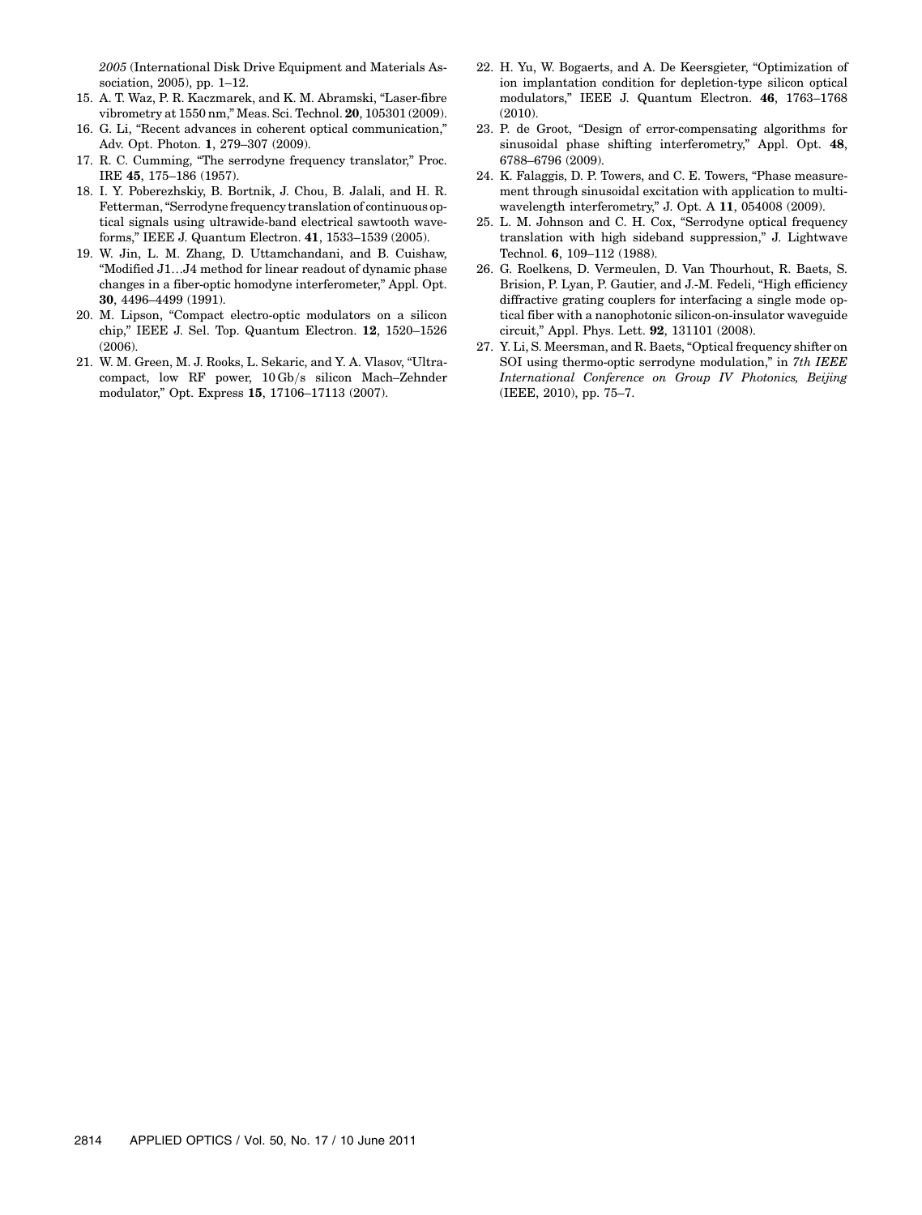*2005* (International Disk Drive Equipment and Materials Association, 2005), pp. 1–12.

15. A. T. Waz, P. R. Kaczmarek, and K. M. Abramski, "Laser-fibre vibrometry at 1550 nm," Meas. Sci. Technol. **20**, 105301 (2009).
16. G. Li, "Recent advances in coherent optical communication," Adv. Opt. Photon. **1**, 279–307 (2009).
17. R. C. Cumming, "The serrodyne frequency translator," Proc. IRE **45**, 175–186 (1957).
18. I. Y. Poberezhskiy, B. Bortnik, J. Chou, B. Jalali, and H. R. Fetterman, "Serrodyne frequency translation of continuous optical signals using ultrawide-band electrical sawtooth waveforms," IEEE J. Quantum Electron. **41**, 1533–1539 (2005).
19. W. Jin, L. M. Zhang, D. Uttamchandani, and B. Cuishaw, "Modified J1…J4 method for linear readout of dynamic phase changes in a fiber-optic homodyne interferometer," Appl. Opt. **30**, 4496–4499 (1991).
20. M. Lipson, "Compact electro-optic modulators on a silicon chip," IEEE J. Sel. Top. Quantum Electron. **12**, 1520–1526 (2006).
21. W. M. Green, M. J. Rooks, L. Sekaric, and Y. A. Vlasov, "Ultra-compact, low RF power, 10 Gb/s silicon Mach–Zehnder modulator," Opt. Express **15**, 17106–17113 (2007).
22. H. Yu, W. Bogaerts, and A. De Keersgieter, "Optimization of ion implantation condition for depletion-type silicon optical modulators," IEEE J. Quantum Electron. **46**, 1763–1768 (2010).
23. P. de Groot, "Design of error-compensating algorithms for sinusoidal phase shifting interferometry," Appl. Opt. **48**, 6788–6796 (2009).
24. K. Falaggis, D. P. Towers, and C. E. Towers, "Phase measurement through sinusoidal excitation with application to multi-wavelength interferometry," J. Opt. A **11**, 054008 (2009).
25. L. M. Johnson and C. H. Cox, "Serrodyne optical frequency translation with high sideband suppression," J. Lightwave Technol. **6**, 109–112 (1988).
26. G. Roelkens, D. Vermeulen, D. Van Thourhout, R. Baets, S. Brision, P. Lyan, P. Gautier, and J.-M. Fedeli, "High efficiency diffractive grating couplers for interfacing a single mode optical fiber with a nanophotonic silicon-on-insulator waveguide circuit," Appl. Phys. Lett. **92**, 131101 (2008).
27. Y. Li, S. Meersman, and R. Baets, "Optical frequency shifter on SOI using thermo-optic serrodyne modulation," in *7th IEEE International Conference on Group IV Photonics, Beijing* (IEEE, 2010), pp. 75–7.